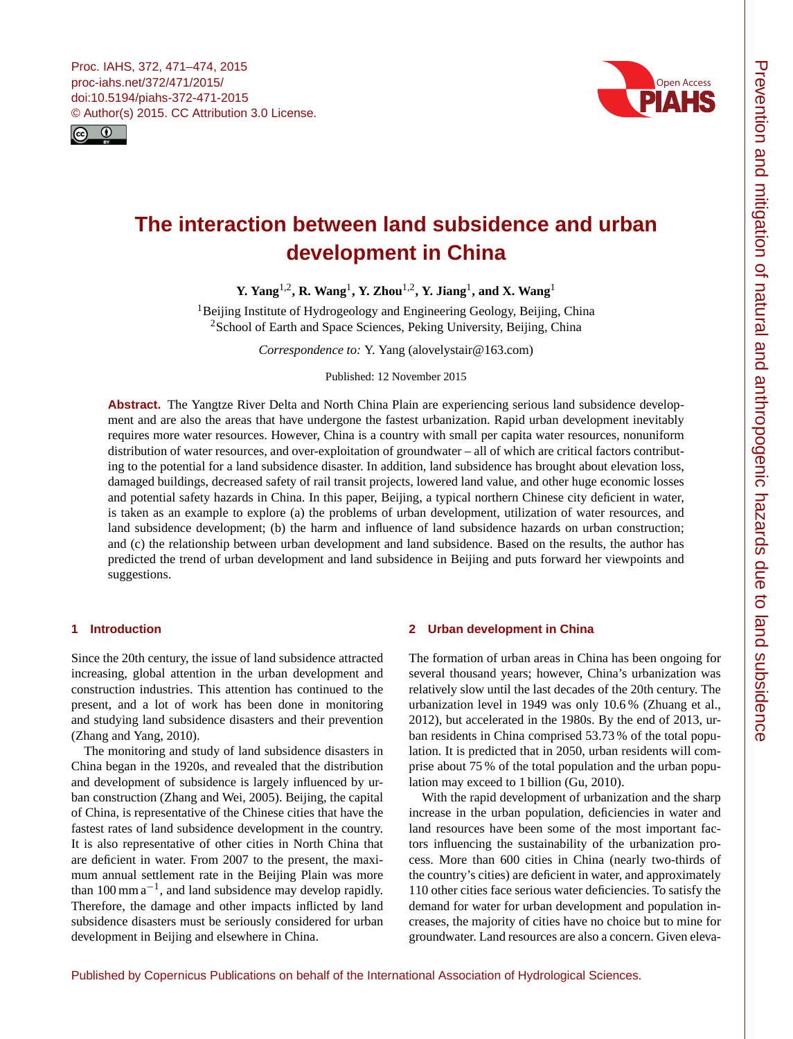# The interaction between land subsidence and urban development in China

**Y. Yang[1,2], R. Wang[1], Y. Zhou[1,2], Y. Jiang[1], and X. Wang[1]**

[1]Beijing Institute of Hydrogeology and Engineering Geology, Beijing, China
[2]School of Earth and Space Sciences, Peking University, Beijing, China

*Correspondence to:* Y. Yang (alovelystair@163.com)

Published: 12 November 2015

**Abstract.** The Yangtze River Delta and North China Plain are experiencing serious land subsidence development and are also the areas that have undergone the fastest urbanization. Rapid urban development inevitably requires more water resources. However, China is a country with small per capita water resources, nonuniform distribution of water resources, and over-exploitation of groundwater – all of which are critical factors contributing to the potential for a land subsidence disaster. In addition, land subsidence has brought about elevation loss, damaged buildings, decreased safety of rail transit projects, lowered land value, and other huge economic losses and potential safety hazards in China. In this paper, Beijing, a typical northern Chinese city deficient in water, is taken as an example to explore (a) the problems of urban development, utilization of water resources, and land subsidence development; (b) the harm and influence of land subsidence hazards on urban construction; and (c) the relationship between urban development and land subsidence. Based on the results, the author has predicted the trend of urban development and land subsidence in Beijing and puts forward her viewpoints and suggestions.

## 1 Introduction

Since the 20th century, the issue of land subsidence attracted increasing, global attention in the urban development and construction industries. This attention has continued to the present, and a lot of work has been done in monitoring and studying land subsidence disasters and their prevention (Zhang and Yang, 2010).

The monitoring and study of land subsidence disasters in China began in the 1920s, and revealed that the distribution and development of subsidence is largely influenced by urban construction (Zhang and Wei, 2005). Beijing, the capital of China, is representative of the Chinese cities that have the fastest rates of land subsidence development in the country. It is also representative of other cities in North China that are deficient in water. From 2007 to the present, the maximum annual settlement rate in the Beijing Plain was more than $100\,\mathrm{mm\,a^{-1}}$, and land subsidence may develop rapidly. Therefore, the damage and other impacts inflicted by land subsidence disasters must be seriously considered for urban development in Beijing and elsewhere in China.

## 2 Urban development in China

The formation of urban areas in China has been ongoing for several thousand years; however, China's urbanization was relatively slow until the last decades of the 20th century. The urbanization level in 1949 was only 10.6 % (Zhuang et al., 2012), but accelerated in the 1980s. By the end of 2013, urban residents in China comprised 53.73 % of the total population. It is predicted that in 2050, urban residents will comprise about 75 % of the total population and the urban population may exceed to 1 billion (Gu, 2010).

With the rapid development of urbanization and the sharp increase in the urban population, deficiencies in water and land resources have been some of the most important factors influencing the sustainability of the urbanization process. More than 600 cities in China (nearly two-thirds of the country's cities) are deficient in water, and approximately 110 other cities face serious water deficiencies. To satisfy the demand for water for urban development and population increases, the majority of cities have no choice but to mine for groundwater. Land resources are also a concern. Given eleva-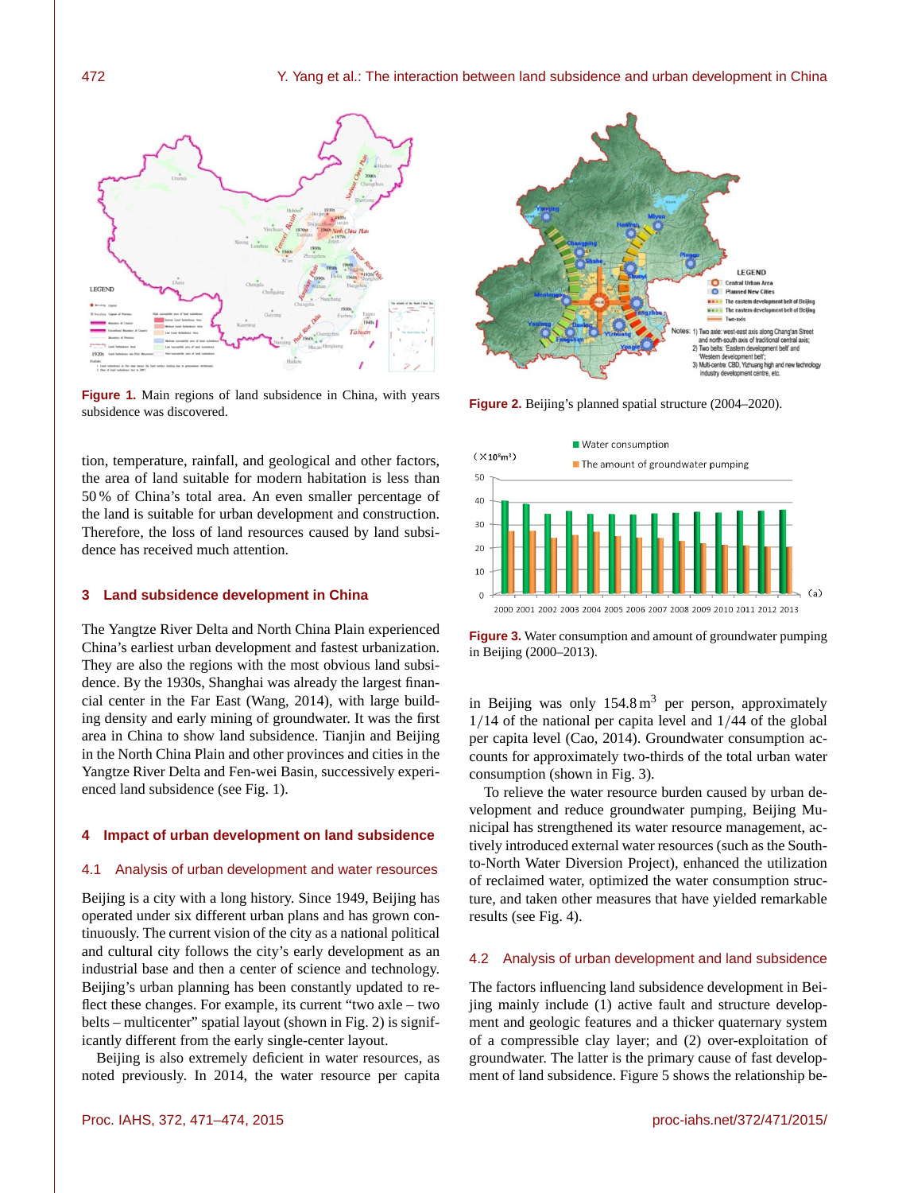**Figure 1.** Main regions of land subsidence in China, with years subsidence was discovered.

**Figure 2.** Beijing's planned spatial structure (2004–2020).

**Figure 3.** Water consumption and amount of groundwater pumping in Beijing (2000–2013).

tion, temperature, rainfall, and geological and other factors, the area of land suitable for modern habitation is less than 50 % of China's total area. An even smaller percentage of the land is suitable for urban development and construction. Therefore, the loss of land resources caused by land subsidence has received much attention.

## 3 Land subsidence development in China

The Yangtze River Delta and North China Plain experienced China's earliest urban development and fastest urbanization. They are also the regions with the most obvious land subsidence. By the 1930s, Shanghai was already the largest financial center in the Far East (Wang, 2014), with large building density and early mining of groundwater. It was the first area in China to show land subsidence. Tianjin and Beijing in the North China Plain and other provinces and cities in the Yangtze River Delta and Fen-wei Basin, successively experienced land subsidence (see Fig. 1).

## 4 Impact of urban development on land subsidence

### 4.1 Analysis of urban development and water resources

Beijing is a city with a long history. Since 1949, Beijing has operated under six different urban plans and has grown continuously. The current vision of the city as a national political and cultural city follows the city's early development as an industrial base and then a center of science and technology. Beijing's urban planning has been constantly updated to reflect these changes. For example, its current "two axle – two belts – multicenter" spatial layout (shown in Fig. 2) is significantly different from the early single-center layout.

Beijing is also extremely deficient in water resources, as noted previously. In 2014, the water resource per capita in Beijing was only $154.8\,m^3$ per person, approximately $1/14$ of the national per capita level and $1/44$ of the global per capita level (Cao, 2014). Groundwater consumption accounts for approximately two-thirds of the total urban water consumption (shown in Fig. 3).

To relieve the water resource burden caused by urban development and reduce groundwater pumping, Beijing Municipal has strengthened its water resource management, actively introduced external water resources (such as the South-to-North Water Diversion Project), enhanced the utilization of reclaimed water, optimized the water consumption structure, and taken other measures that have yielded remarkable results (see Fig. 4).

### 4.2 Analysis of urban development and land subsidence

The factors influencing land subsidence development in Beijing mainly include (1) active fault and structure development and geologic features and a thicker quaternary system of a compressible clay layer; and (2) over-exploitation of groundwater. The latter is the primary cause of fast development of land subsidence. Figure 5 shows the relationship be-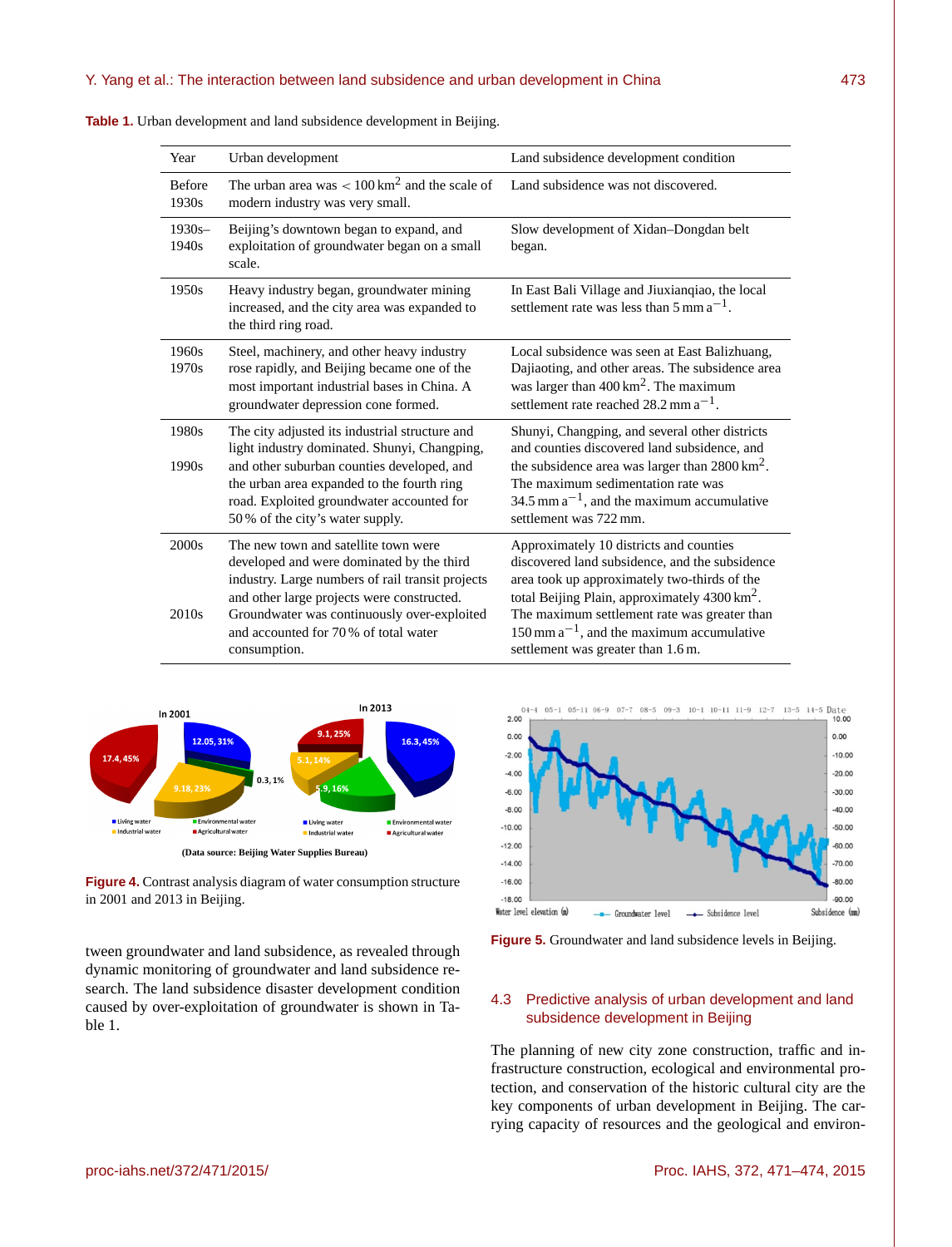**Table 1.** Urban development and land subsidence development in Beijing.

| Year | Urban development | Land subsidence development condition |
|---|---|---|
| Before 1930s | The urban area was $< 100\,km^2$ and the scale of modern industry was very small. | Land subsidence was not discovered. |
| 1930s–1940s | Beijing's downtown began to expand, and exploitation of groundwater began on a small scale. | Slow development of Xidan–Dongdan belt began. |
| 1950s | Heavy industry began, groundwater mining increased, and the city area was expanded to the third ring road. | In East Bali Village and Jiuxianqiao, the local settlement rate was less than $5\,mm\,a^{-1}$. |
| 1960s 1970s | Steel, machinery, and other heavy industry rose rapidly, and Beijing became one of the most important industrial bases in China. A groundwater depression cone formed. | Local subsidence was seen at East Balizhuang, Dajiaoting, and other areas. The subsidence area was larger than $400\,km^2$. The maximum settlement rate reached $28.2\,mm\,a^{-1}$. |
| 1980s 1990s | The city adjusted its industrial structure and light industry dominated. Shunyi, Changping, and other suburban counties developed, and the urban area expanded to the fourth ring road. Exploited groundwater accounted for 50 % of the city's water supply. | Shunyi, Changping, and several other districts and counties discovered land subsidence, and the subsidence area was larger than $2800\,km^2$. The maximum sedimentation rate was $34.5\,mm\,a^{-1}$, and the maximum accumulative settlement was 722 mm. |
| 2000s 2010s | The new town and satellite town were developed and were dominated by the third industry. Large numbers of rail transit projects and other large projects were constructed. Groundwater was continuously over-exploited and accounted for 70 % of total water consumption. | Approximately 10 districts and counties discovered land subsidence, and the subsidence area took up approximately two-thirds of the total Beijing Plain, approximately $4300\,km^2$. The maximum settlement rate was greater than $150\,mm\,a^{-1}$, and the maximum accumulative settlement was greater than 1.6 m. |

(Data source: Beijing Water Supplies Bureau)

**Figure 4.** Contrast analysis diagram of water consumption structure in 2001 and 2013 in Beijing.

tween groundwater and land subsidence, as revealed through dynamic monitoring of groundwater and land subsidence research. The land subsidence disaster development condition caused by over-exploitation of groundwater is shown in Table 1.

**Figure 5.** Groundwater and land subsidence levels in Beijing.

## 4.3 Predictive analysis of urban development and land subsidence development in Beijing

The planning of new city zone construction, traffic and infrastructure construction, ecological and environmental protection, and conservation of the historic cultural city are the key components of urban development in Beijing. The carrying capacity of resources and the geological and environ-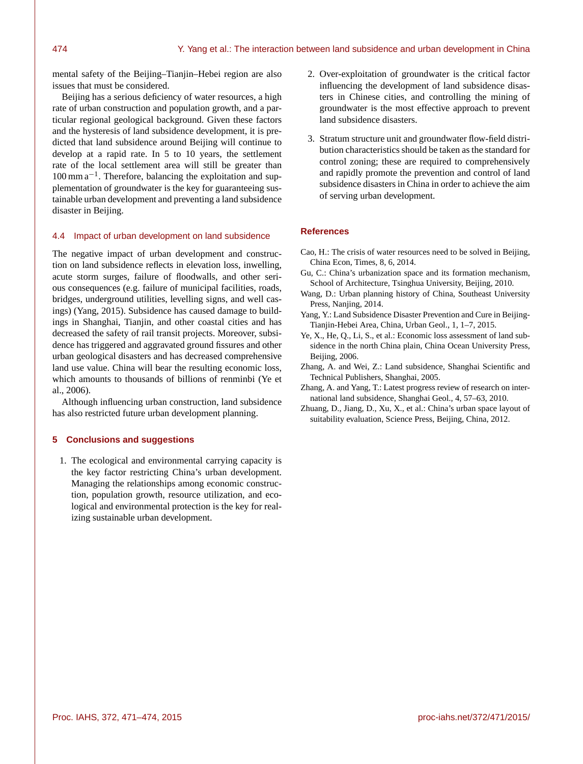mental safety of the Beijing–Tianjin–Hebei region are also issues that must be considered.

Beijing has a serious deficiency of water resources, a high rate of urban construction and population growth, and a particular regional geological background. Given these factors and the hysteresis of land subsidence development, it is predicted that land subsidence around Beijing will continue to develop at a rapid rate. In 5 to 10 years, the settlement rate of the local settlement area will still be greater than $100\,\mathrm{mm\,a^{-1}}$. Therefore, balancing the exploitation and supplementation of groundwater is the key for guaranteeing sustainable urban development and preventing a land subsidence disaster in Beijing.

### 4.4 Impact of urban development on land subsidence

The negative impact of urban development and construction on land subsidence reflects in elevation loss, inwelling, acute storm surges, failure of floodwalls, and other serious consequences (e.g. failure of municipal facilities, roads, bridges, underground utilities, levelling signs, and well casings) (Yang, 2015). Subsidence has caused damage to buildings in Shanghai, Tianjin, and other coastal cities and has decreased the safety of rail transit projects. Moreover, subsidence has triggered and aggravated ground fissures and other urban geological disasters and has decreased comprehensive land use value. China will bear the resulting economic loss, which amounts to thousands of billions of renminbi (Ye et al., 2006).

Although influencing urban construction, land subsidence has also restricted future urban development planning.

## 5 Conclusions and suggestions

1. The ecological and environmental carrying capacity is the key factor restricting China's urban development. Managing the relationships among economic construction, population growth, resource utilization, and ecological and environmental protection is the key for realizing sustainable urban development.

2. Over-exploitation of groundwater is the critical factor influencing the development of land subsidence disasters in Chinese cities, and controlling the mining of groundwater is the most effective approach to prevent land subsidence disasters.

3. Stratum structure unit and groundwater flow-field distribution characteristics should be taken as the standard for control zoning; these are required to comprehensively and rapidly promote the prevention and control of land subsidence disasters in China in order to achieve the aim of serving urban development.

## References

Cao, H.: The crisis of water resources need to be solved in Beijing, China Econ, Times, 8, 6, 2014.

Gu, C.: China's urbanization space and its formation mechanism, School of Architecture, Tsinghua University, Beijing, 2010.

Wang, D.: Urban planning history of China, Southeast University Press, Nanjing, 2014.

Yang, Y.: Land Subsidence Disaster Prevention and Cure in Beijing-Tianjin-Hebei Area, China, Urban Geol., 1, 1–7, 2015.

Ye, X., He, Q., Li, S., et al.: Economic loss assessment of land subsidence in the north China plain, China Ocean University Press, Beijing, 2006.

Zhang, A. and Wei, Z.: Land subsidence, Shanghai Scientific and Technical Publishers, Shanghai, 2005.

Zhang, A. and Yang, T.: Latest progress review of research on international land subsidence, Shanghai Geol., 4, 57–63, 2010.

Zhuang, D., Jiang, D., Xu, X., et al.: China's urban space layout of suitability evaluation, Science Press, Beijing, China, 2012.